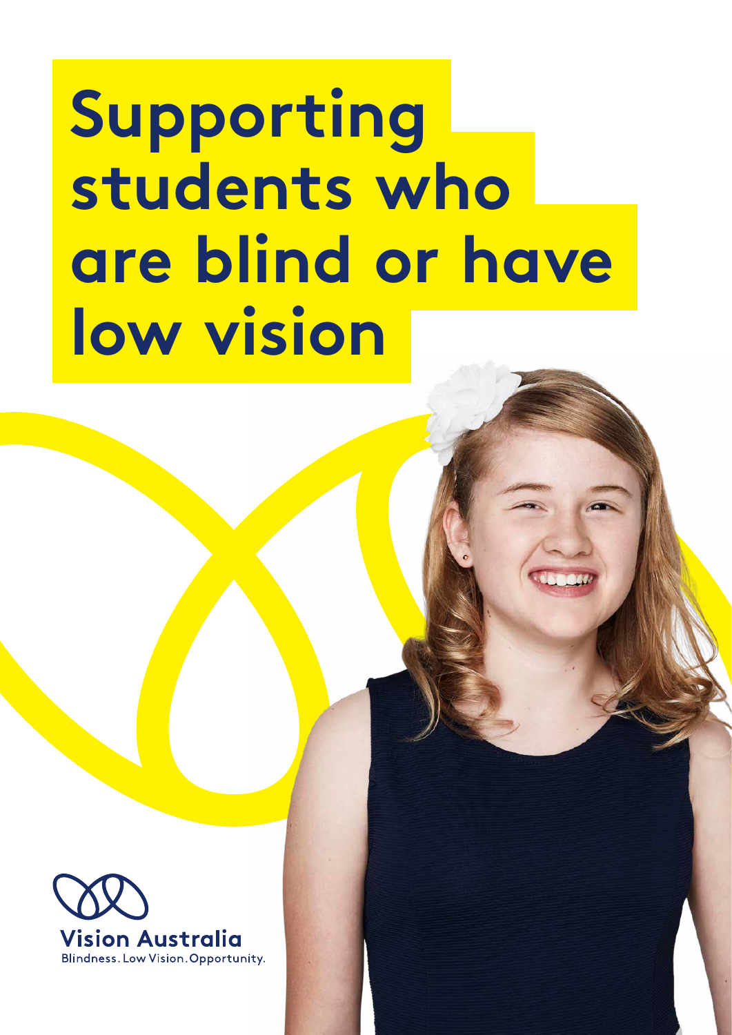# Supporting students who are blind or have low vision

Vision Australia

Blindness. Low Vision. Opportunity.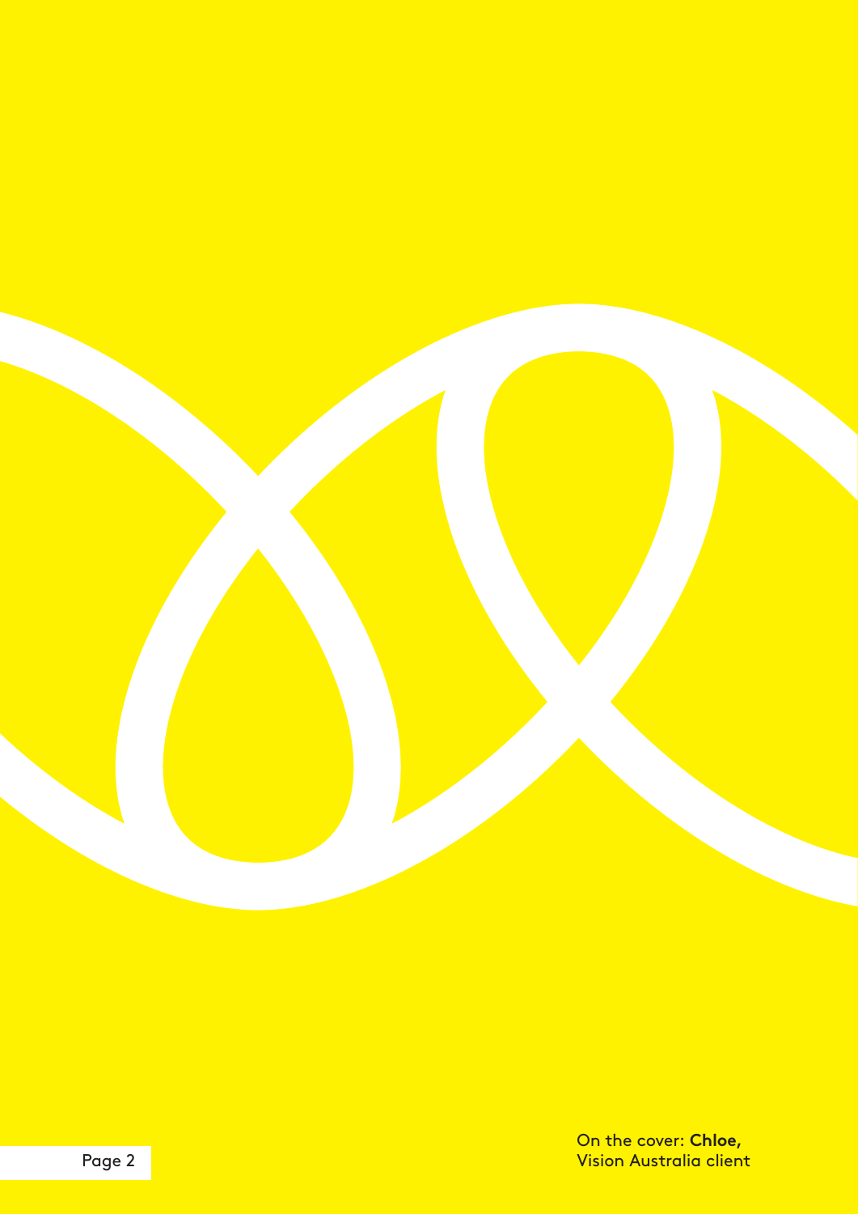On the cover: **Chloe,**
Vision Australia client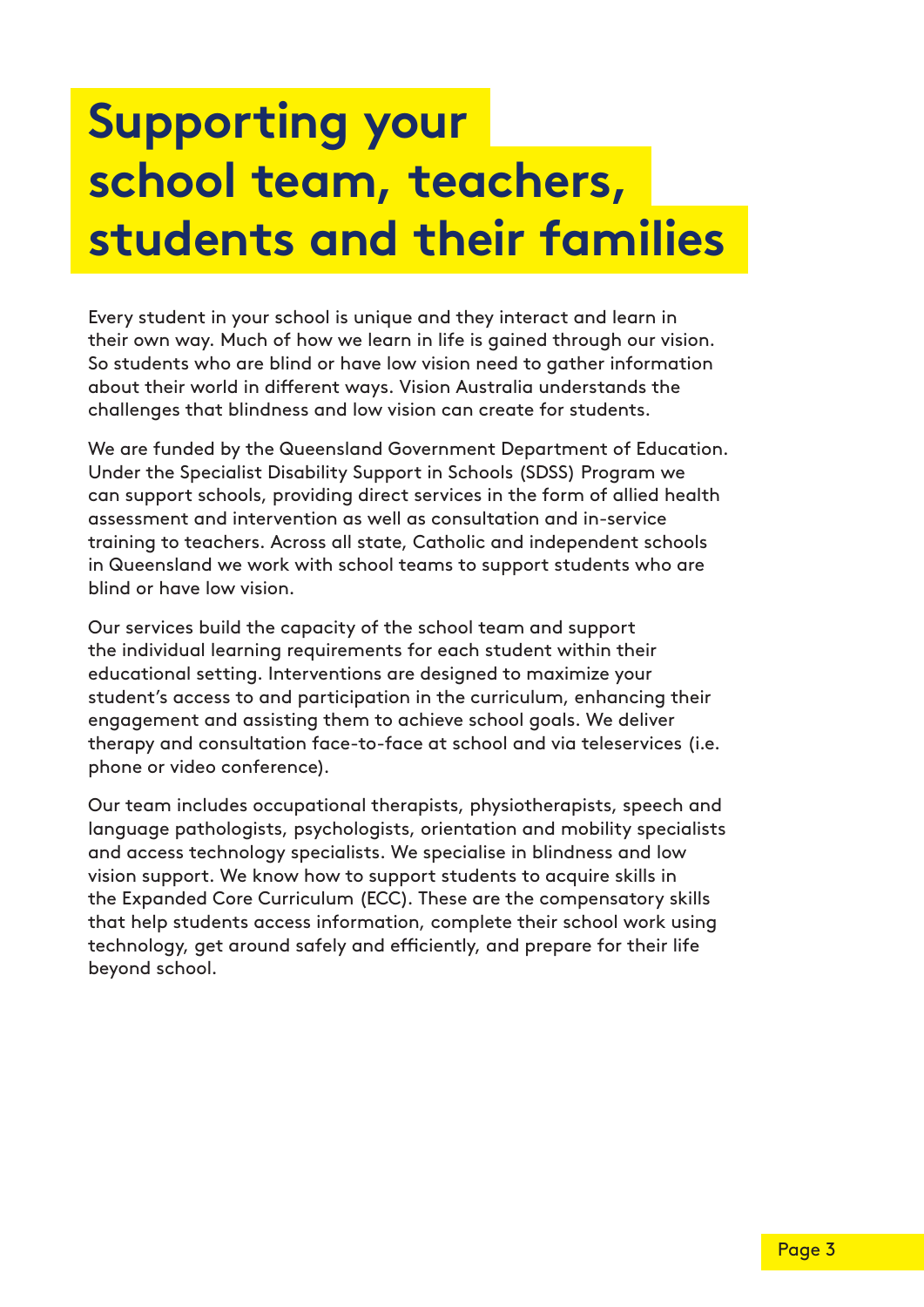# Supporting your school team, teachers, students and their families

Every student in your school is unique and they interact and learn in their own way. Much of how we learn in life is gained through our vision. So students who are blind or have low vision need to gather information about their world in different ways. Vision Australia understands the challenges that blindness and low vision can create for students.

We are funded by the Queensland Government Department of Education. Under the Specialist Disability Support in Schools (SDSS) Program we can support schools, providing direct services in the form of allied health assessment and intervention as well as consultation and in-service training to teachers. Across all state, Catholic and independent schools in Queensland we work with school teams to support students who are blind or have low vision.

Our services build the capacity of the school team and support the individual learning requirements for each student within their educational setting. Interventions are designed to maximize your student's access to and participation in the curriculum, enhancing their engagement and assisting them to achieve school goals. We deliver therapy and consultation face-to-face at school and via teleservices (i.e. phone or video conference).

Our team includes occupational therapists, physiotherapists, speech and language pathologists, psychologists, orientation and mobility specialists and access technology specialists. We specialise in blindness and low vision support. We know how to support students to acquire skills in the Expanded Core Curriculum (ECC). These are the compensatory skills that help students access information, complete their school work using technology, get around safely and efficiently, and prepare for their life beyond school.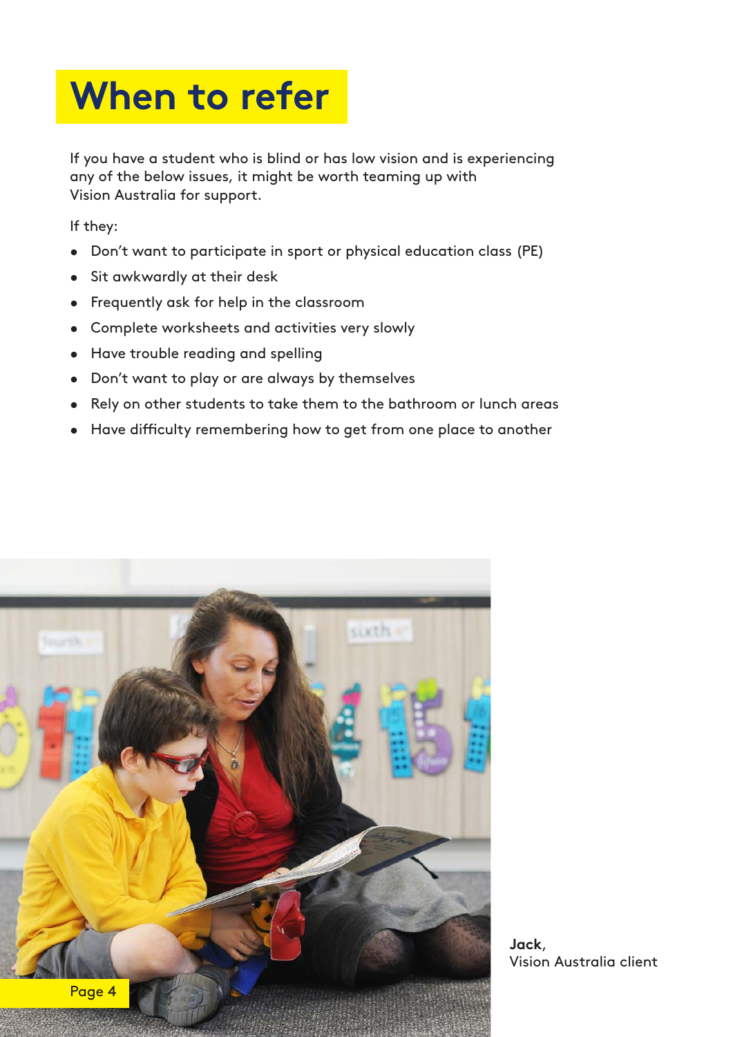# When to refer

If you have a student who is blind or has low vision and is experiencing any of the below issues, it might be worth teaming up with Vision Australia for support.

If they:

- Don't want to participate in sport or physical education class (PE)
- Sit awkwardly at their desk
- Frequently ask for help in the classroom
- Complete worksheets and activities very slowly
- Have trouble reading and spelling
- Don't want to play or are always by themselves
- Rely on other students to take them to the bathroom or lunch areas
- Have difficulty remembering how to get from one place to another

**Jack**,
Vision Australia client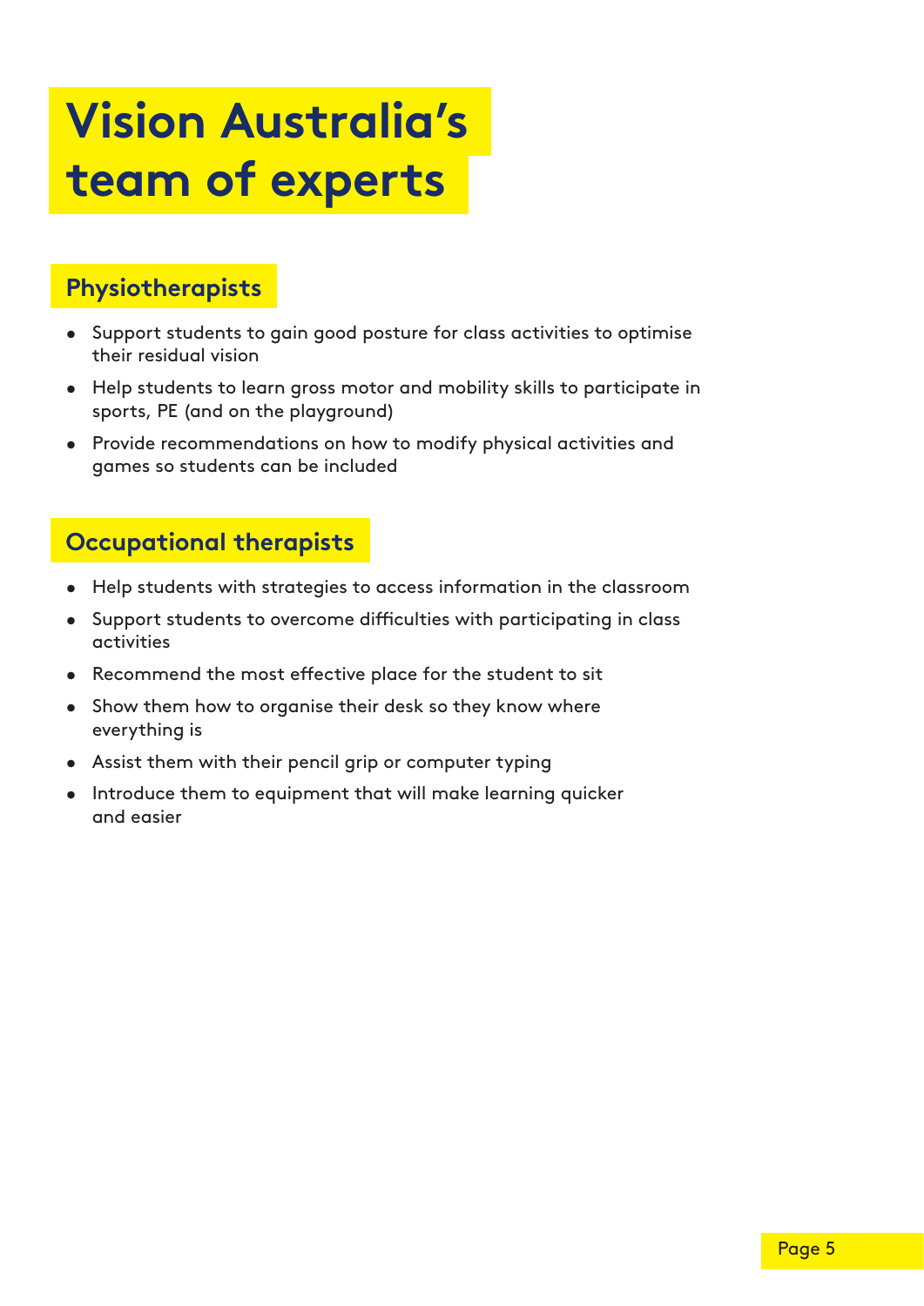# Vision Australia's team of experts

## Physiotherapists

- Support students to gain good posture for class activities to optimise their residual vision
- Help students to learn gross motor and mobility skills to participate in sports, PE (and on the playground)
- Provide recommendations on how to modify physical activities and games so students can be included

## Occupational therapists

- Help students with strategies to access information in the classroom
- Support students to overcome difficulties with participating in class activities
- Recommend the most effective place for the student to sit
- Show them how to organise their desk so they know where everything is
- Assist them with their pencil grip or computer typing
- Introduce them to equipment that will make learning quicker and easier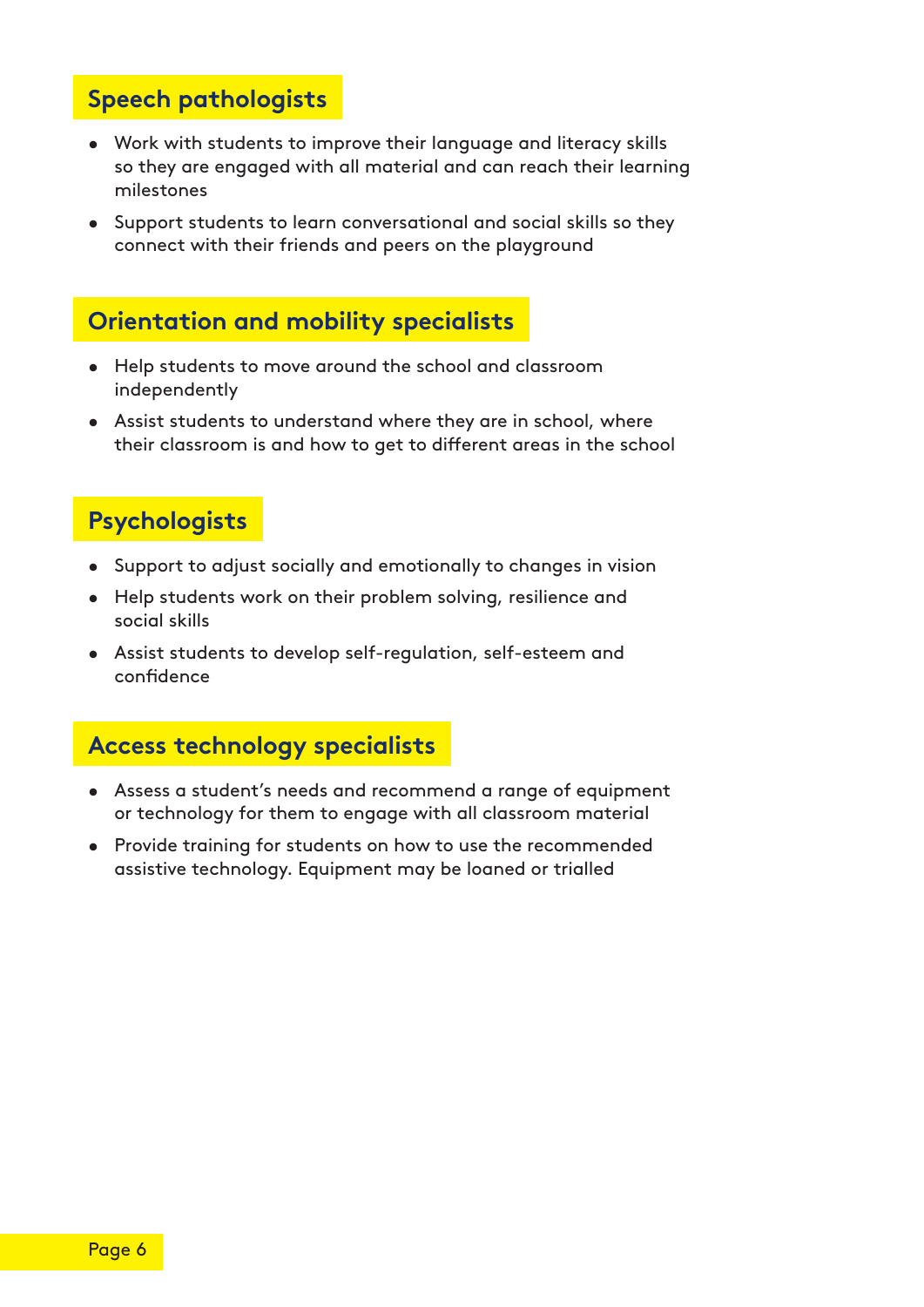## Speech pathologists

- Work with students to improve their language and literacy skills so they are engaged with all material and can reach their learning milestones
- Support students to learn conversational and social skills so they connect with their friends and peers on the playground

## Orientation and mobility specialists

- Help students to move around the school and classroom independently
- Assist students to understand where they are in school, where their classroom is and how to get to different areas in the school

## Psychologists

- Support to adjust socially and emotionally to changes in vision
- Help students work on their problem solving, resilience and social skills
- Assist students to develop self-regulation, self-esteem and confidence

## Access technology specialists

- Assess a student's needs and recommend a range of equipment or technology for them to engage with all classroom material
- Provide training for students on how to use the recommended assistive technology. Equipment may be loaned or trialled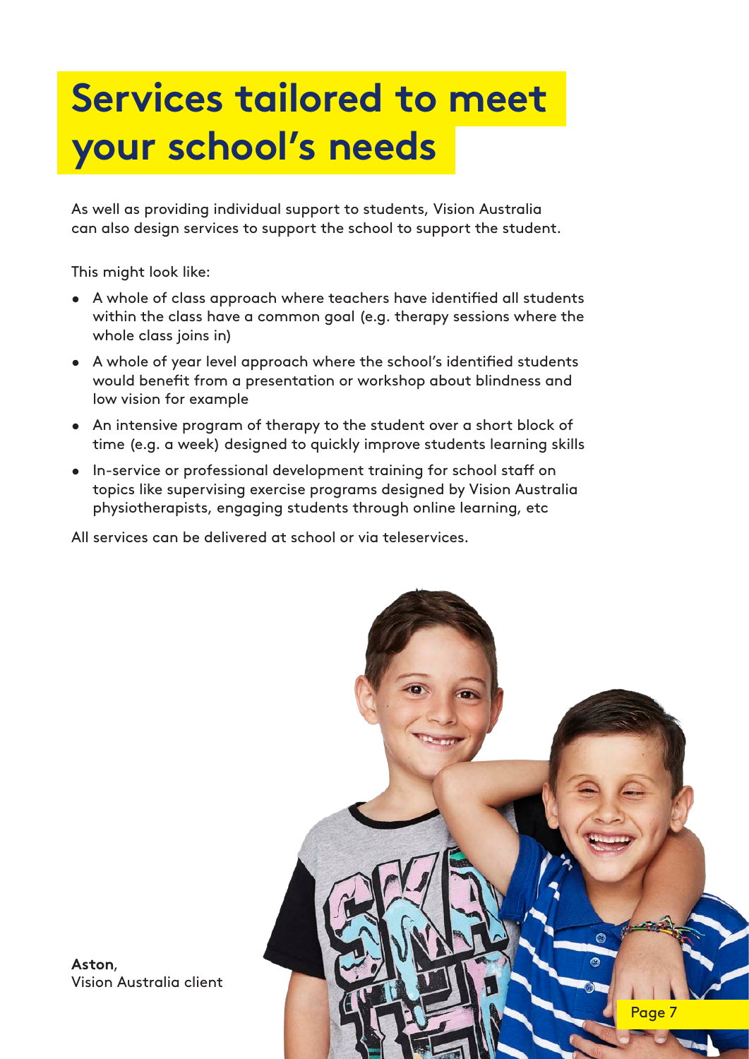# Services tailored to meet your school's needs

As well as providing individual support to students, Vision Australia can also design services to support the school to support the student.

This might look like:

- A whole of class approach where teachers have identified all students within the class have a common goal (e.g. therapy sessions where the whole class joins in)
- A whole of year level approach where the school's identified students would benefit from a presentation or workshop about blindness and low vision for example
- An intensive program of therapy to the student over a short block of time (e.g. a week) designed to quickly improve students learning skills
- In-service or professional development training for school staff on topics like supervising exercise programs designed by Vision Australia physiotherapists, engaging students through online learning, etc

All services can be delivered at school or via teleservices.

**Aston**,
Vision Australia client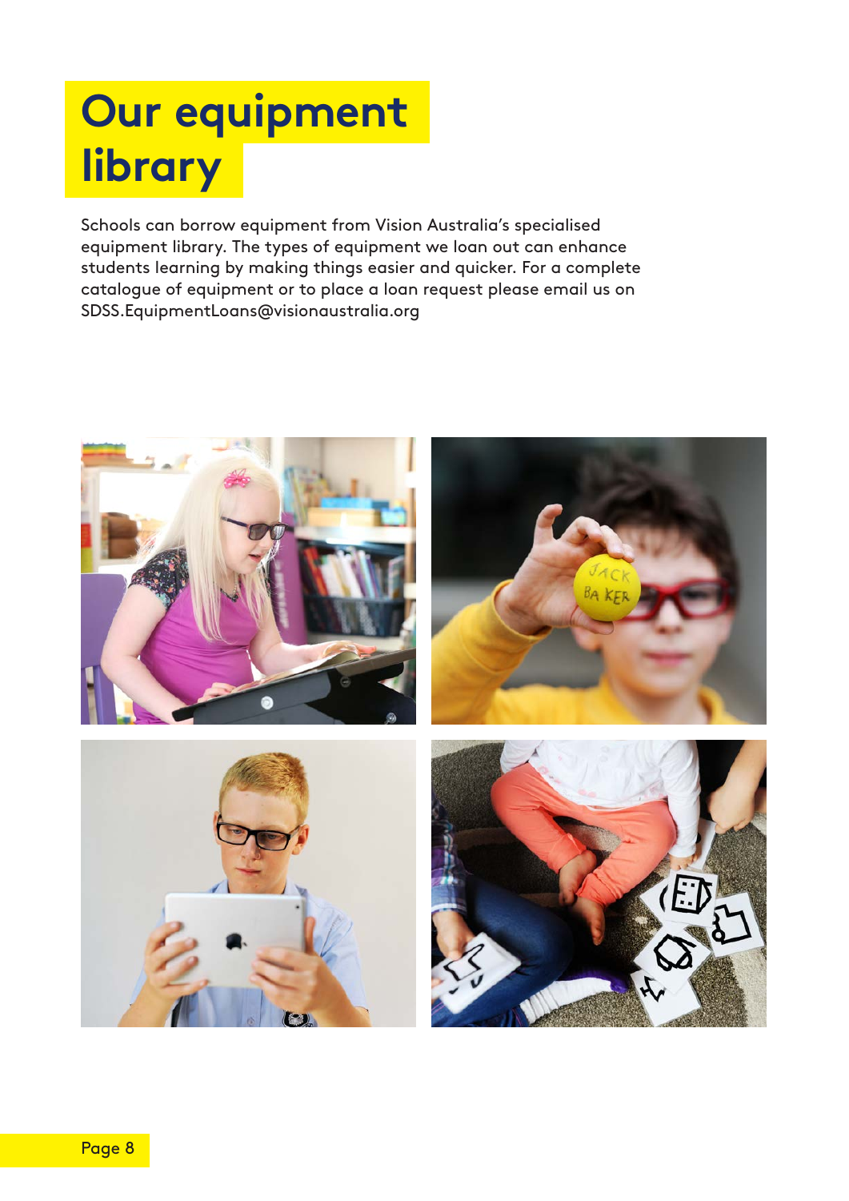# Our equipment library

Schools can borrow equipment from Vision Australia's specialised equipment library. The types of equipment we loan out can enhance students learning by making things easier and quicker. For a complete catalogue of equipment or to place a loan request please email us on SDSS.EquipmentLoans@visionaustralia.org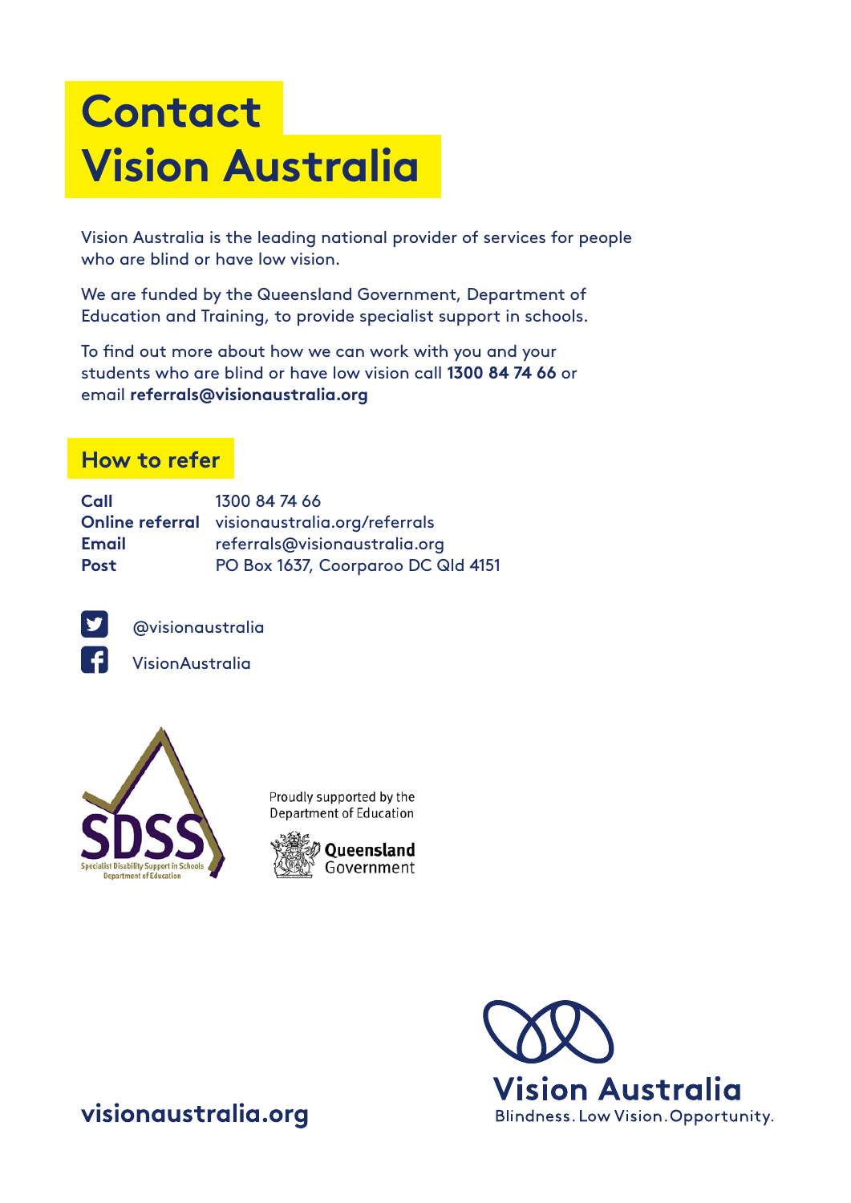# Contact Vision Australia

Vision Australia is the leading national provider of services for people who are blind or have low vision.

We are funded by the Queensland Government, Department of Education and Training, to provide specialist support in schools.

To find out more about how we can work with you and your students who are blind or have low vision call **1300 84 74 66** or email **referrals@visionaustralia.org**

## How to refer

| | |
|---|---|
| **Call** | 1300 84 74 66 |
| **Online referral** | visionaustralia.org/referrals |
| **Email** | referrals@visionaustralia.org |
| **Post** | PO Box 1637, Coorparoo DC Qld 4151 |

@visionaustralia

VisionAustralia

SDSS
Specialist Disability Support in Schools
Department of Education

Proudly supported by the Department of Education

Queensland Government

**visionaustralia.org**

Vision Australia
Blindness. Low Vision. Opportunity.